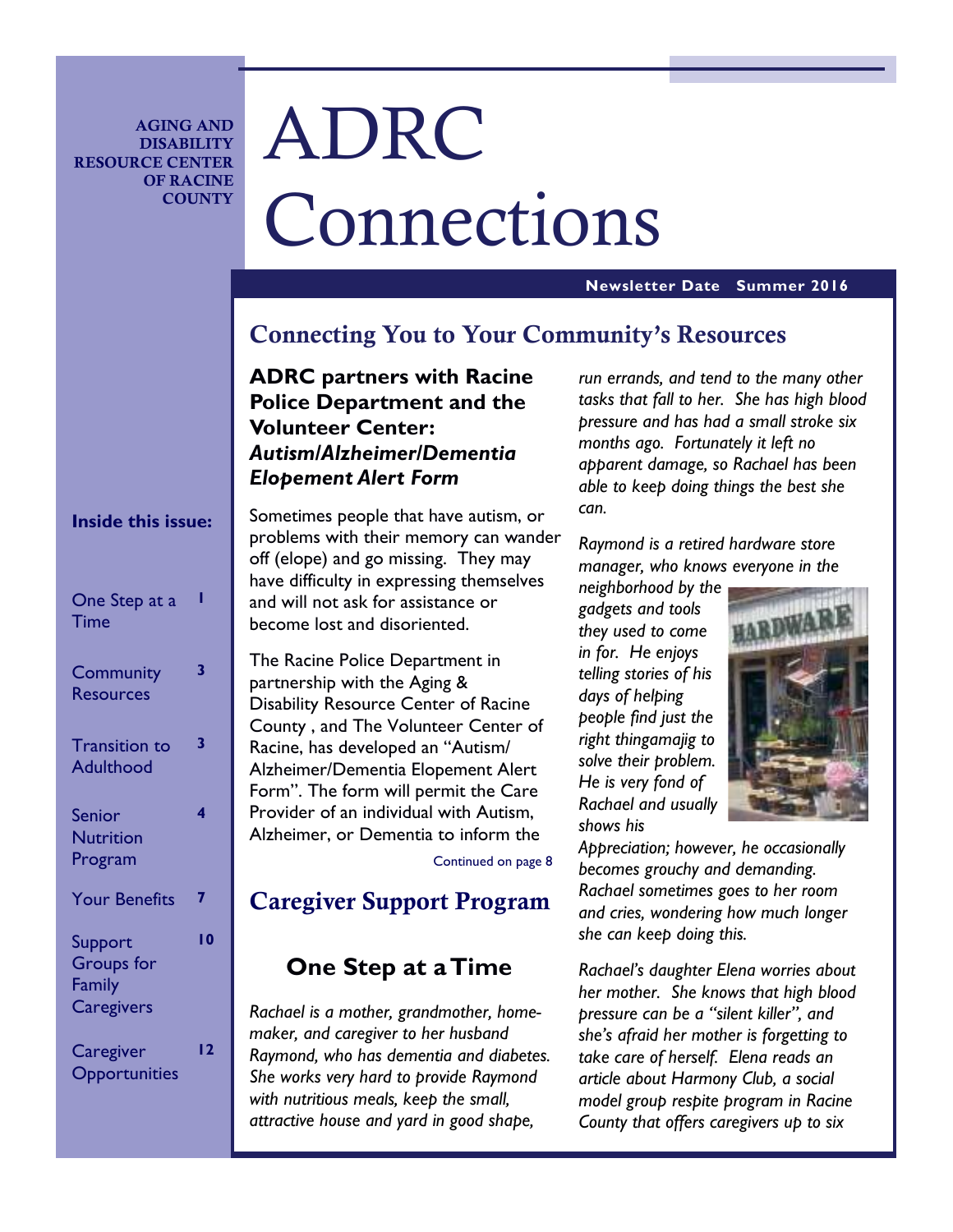**AGING AND DISABILITY RESOURCE CENTER OF RACINE COUNTY**

# ADRC Connections

**Newsletter Date Summer 2016**

**Inside this issue:**

| | |
|---|---|
| One Step at a Time | 1 |
| Community Resources | 3 |
| Transition to Adulthood | 3 |
| Senior Nutrition Program | 4 |
| Your Benefits | 7 |
| Support Groups for Family Caregivers | 10 |
| Caregiver Opportunities | 12 |

## Connecting You to Your Community's Resources

### ADRC partners with Racine Police Department and the Volunteer Center: *Autism/Alzheimer/Dementia Elopement Alert Form*

Sometimes people that have autism, or problems with their memory can wander off (elope) and go missing. They may have difficulty in expressing themselves and will not ask for assistance or become lost and disoriented.

The Racine Police Department in partnership with the Aging & Disability Resource Center of Racine County , and The Volunteer Center of Racine, has developed an "Autism/ Alzheimer/Dementia Elopement Alert Form". The form will permit the Care Provider of an individual with Autism, Alzheimer, or Dementia to inform the

Continued on page 8

## Caregiver Support Program

### One Step at a Time

*Rachael is a mother, grandmother, home-maker, and caregiver to her husband Raymond, who has dementia and diabetes. She works very hard to provide Raymond with nutritious meals, keep the small, attractive house and yard in good shape, run errands, and tend to the many other tasks that fall to her. She has high blood pressure and has had a small stroke six months ago. Fortunately it left no apparent damage, so Rachael has been able to keep doing things the best she can.*

*Raymond is a retired hardware store manager, who knows everyone in the neighborhood by the gadgets and tools they used to come in for. He enjoys telling stories of his days of helping people find just the right thingamajig to solve their problem. He is very fond of Rachael and usually shows his Appreciation; however, he occasionally becomes grouchy and demanding. Rachael sometimes goes to her room and cries, wondering how much longer she can keep doing this.*

*Rachael's daughter Elena worries about her mother. She knows that high blood pressure can be a "silent killer", and she's afraid her mother is forgetting to take care of herself. Elena reads an article about Harmony Club, a social model group respite program in Racine County that offers caregivers up to six*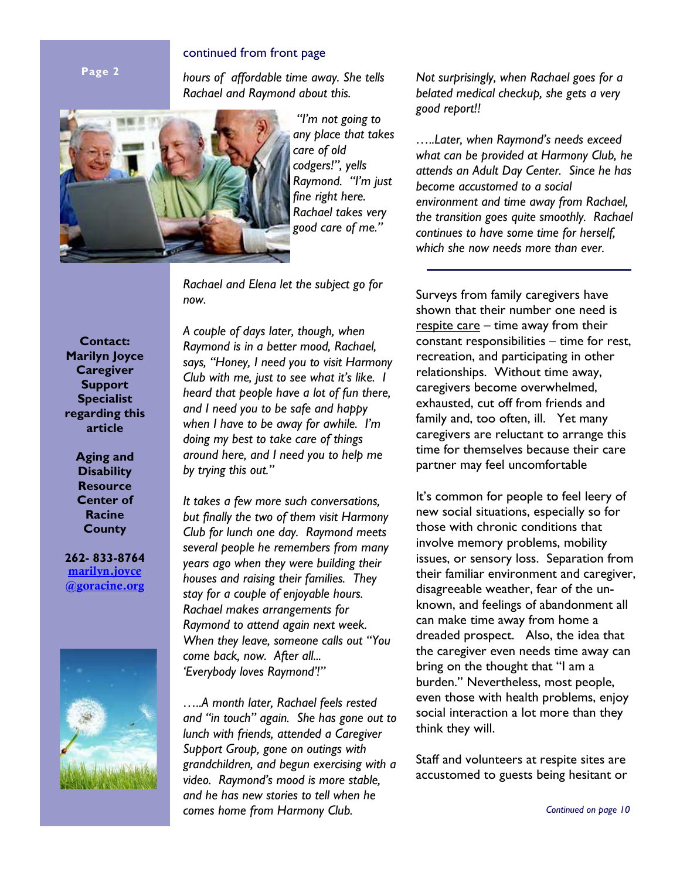continued from front page

*hours of affordable time away. She tells Rachael and Raymond about this.*

*"I'm not going to any place that takes care of old codgers!", yells Raymond. "I'm just fine right here. Rachael takes very good care of me."*

*Rachael and Elena let the subject go for now.*

*A couple of days later, though, when Raymond is in a better mood, Rachael, says, "Honey, I need you to visit Harmony Club with me, just to see what it's like. I heard that people have a lot of fun there, and I need you to be safe and happy when I have to be away for awhile. I'm doing my best to take care of things around here, and I need you to help me by trying this out."*

*It takes a few more such conversations, but finally the two of them visit Harmony Club for lunch one day. Raymond meets several people he remembers from many years ago when they were building their houses and raising their families. They stay for a couple of enjoyable hours. Rachael makes arrangements for Raymond to attend again next week. When they leave, someone calls out "You come back, now. After all... 'Everybody loves Raymond'!"*

*…..A month later, Rachael feels rested and "in touch" again. She has gone out to lunch with friends, attended a Caregiver Support Group, gone on outings with grandchildren, and begun exercising with a video. Raymond's mood is more stable, and he has new stories to tell when he comes home from Harmony Club.*

*Not surprisingly, when Rachael goes for a belated medical checkup, she gets a very good report!!*

*…..Later, when Raymond's needs exceed what can be provided at Harmony Club, he attends an Adult Day Center. Since he has become accustomed to a social environment and time away from Rachael, the transition goes quite smoothly. Rachael continues to have some time for herself, which she now needs more than ever.*

---

Surveys from family caregivers have shown that their number one need is respite care – time away from their constant responsibilities – time for rest, recreation, and participating in other relationships. Without time away, caregivers become overwhelmed, exhausted, cut off from friends and family and, too often, ill. Yet many caregivers are reluctant to arrange this time for themselves because their care partner may feel uncomfortable

It's common for people to feel leery of new social situations, especially so for those with chronic conditions that involve memory problems, mobility issues, or sensory loss. Separation from their familiar environment and caregiver, disagreeable weather, fear of the unknown, and feelings of abandonment all can make time away from home a dreaded prospect. Also, the idea that the caregiver even needs time away can bring on the thought that "I am a burden." Nevertheless, most people, even those with health problems, enjoy social interaction a lot more than they think they will.

Staff and volunteers at respite sites are accustomed to guests being hesitant or

*Continued on page 10*

**Contact: Marilyn Joyce Caregiver Support Specialist regarding this article**

**Aging and Disability Resource Center of Racine County**

**262- 833-8764**
**marilyn.joyce@goracine.org**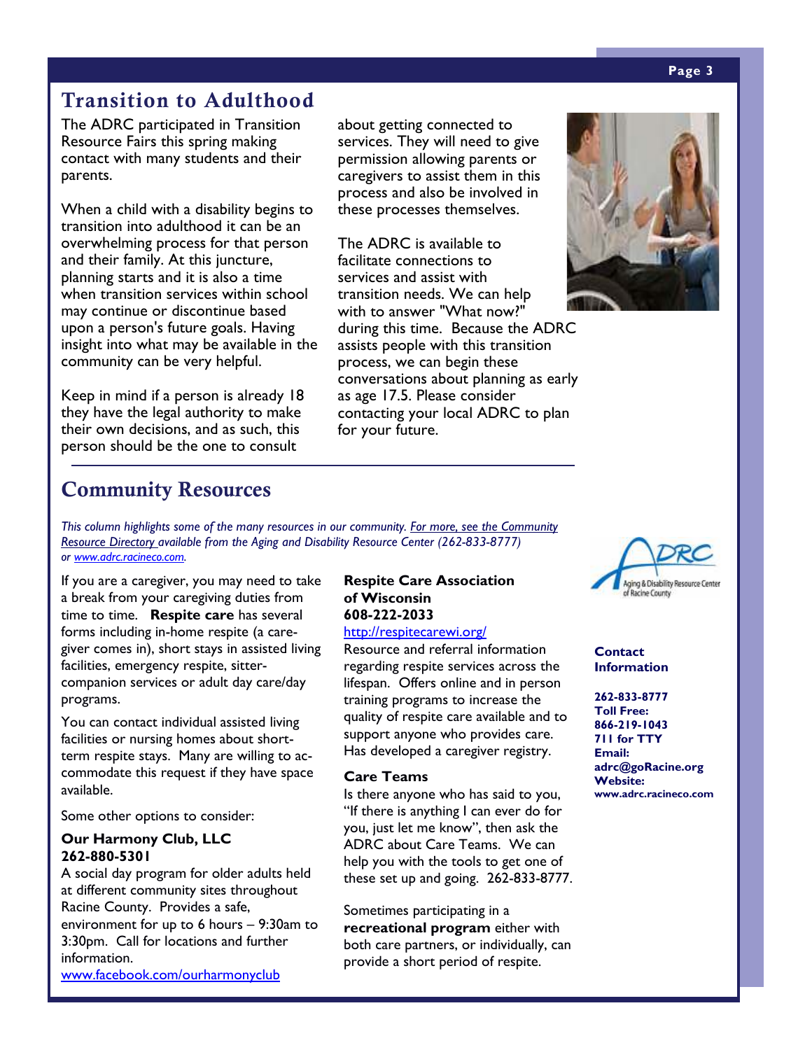## Transition to Adulthood

The ADRC participated in Transition Resource Fairs this spring making contact with many students and their parents.

When a child with a disability begins to transition into adulthood it can be an overwhelming process for that person and their family. At this juncture, planning starts and it is also a time when transition services within school may continue or discontinue based upon a person's future goals. Having insight into what may be available in the community can be very helpful.

Keep in mind if a person is already 18 they have the legal authority to make their own decisions, and as such, this person should be the one to consult about getting connected to services. They will need to give permission allowing parents or caregivers to assist them in this process and also be involved in these processes themselves.

The ADRC is available to facilitate connections to services and assist with transition needs. We can help with to answer "What now?" during this time. Because the ADRC assists people with this transition process, we can begin these conversations about planning as early as age 17.5. Please consider contacting your local ADRC to plan for your future.

## Community Resources

*This column highlights some of the many resources in our community. For more, see the Community Resource Directory available from the Aging and Disability Resource Center (262-833-8777) or www.adrc.racineco.com.*

If you are a caregiver, you may need to take a break from your caregiving duties from time to time. **Respite care** has several forms including in-home respite (a care-giver comes in), short stays in assisted living facilities, emergency respite, sitter-companion services or adult day care/day programs.

You can contact individual assisted living facilities or nursing homes about short-term respite stays. Many are willing to accommodate this request if they have space available.

Some other options to consider:

**Our Harmony Club, LLC**
**262-880-5301**
A social day program for older adults held at different community sites throughout Racine County. Provides a safe, environment for up to 6 hours – 9:30am to 3:30pm. Call for locations and further information.
www.facebook.com/ourharmonyclub

**Respite Care Association of Wisconsin**
**608-222-2033**
http://respitecarewi.org/
Resource and referral information regarding respite services across the lifespan. Offers online and in person training programs to increase the quality of respite care available and to support anyone who provides care. Has developed a caregiver registry.

**Care Teams**
Is there anyone who has said to you, "If there is anything I can ever do for you, just let me know", then ask the ADRC about Care Teams. We can help you with the tools to get one of these set up and going. 262-833-8777.

Sometimes participating in a **recreational program** either with both care partners, or individually, can provide a short period of respite.

ADRC Aging & Disability Resource Center of Racine County

**Contact Information**

**262-833-8777**
**Toll Free:**
**866-219-1043**
**711 for TTY**
**Email:**
**adrc@goRacine.org**
**Website:**
**www.adrc.racineco.com**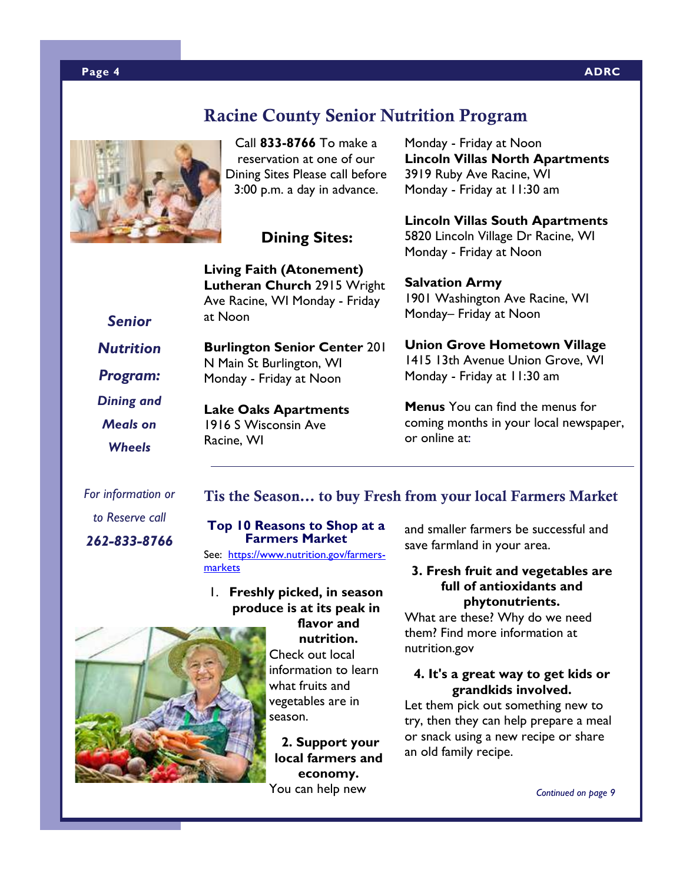# Racine County Senior Nutrition Program

*Senior Nutrition Program: Dining and Meals on Wheels*

*For information or to Reserve call* ***262-833-8766***

Call **833-8766** To make a reservation at one of our Dining Sites Please call before 3:00 p.m. a day in advance.

## Dining Sites:

**Living Faith (Atonement) Lutheran Church** 2915 Wright Ave Racine, WI Monday - Friday at Noon

**Burlington Senior Center** 201 N Main St Burlington, WI Monday - Friday at Noon

**Lake Oaks Apartments**
1916 S Wisconsin Ave
Racine, WI
Monday - Friday at Noon

**Lincoln Villas North Apartments**
3919 Ruby Ave Racine, WI
Monday - Friday at 11:30 am

**Lincoln Villas South Apartments**
5820 Lincoln Village Dr Racine, WI
Monday - Friday at Noon

**Salvation Army**
1901 Washington Ave Racine, WI
Monday– Friday at Noon

**Union Grove Hometown Village**
1415 13th Avenue Union Grove, WI
Monday - Friday at 11:30 am

**Menus** You can find the menus for coming months in your local newspaper, or online at:

---

## Tis the Season… to buy Fresh from your local Farmers Market

### Top 10 Reasons to Shop at a Farmers Market

See: [https://www.nutrition.gov/farmers-markets](https://www.nutrition.gov/farmers-markets)

1. **Freshly picked, in season produce is at its peak in flavor and nutrition.**
   Check out local information to learn what fruits and vegetables are in season.

2. **Support your local farmers and economy.**
   You can help new and smaller farmers be successful and save farmland in your area.

3. **Fresh fruit and vegetables are full of antioxidants and phytonutrients.**
   What are these? Why do we need them? Find more information at nutrition.gov

4. **It's a great way to get kids or grandkids involved.**
   Let them pick out something new to try, then they can help prepare a meal or snack using a new recipe or share an old family recipe.

*Continued on page 9*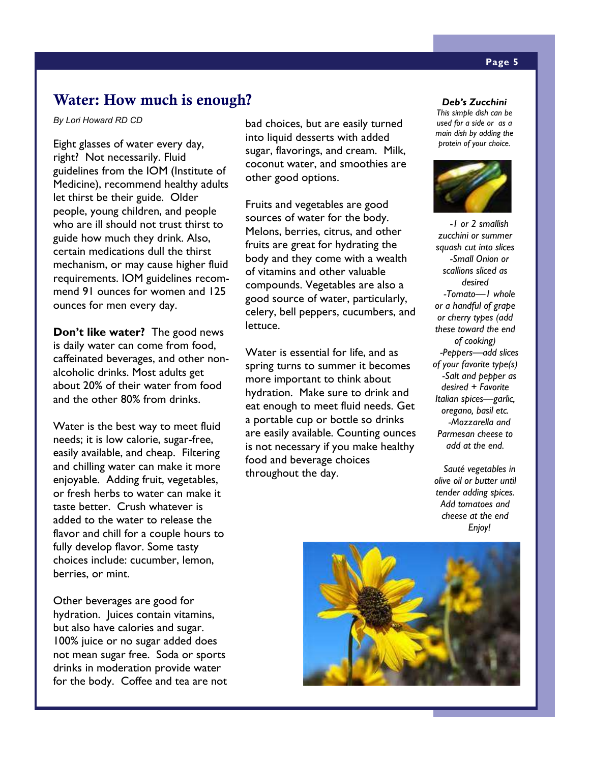## Water: How much is enough?

*By Lori Howard RD CD*

Eight glasses of water every day, right? Not necessarily. Fluid guidelines from the IOM (Institute of Medicine), recommend healthy adults let thirst be their guide. Older people, young children, and people who are ill should not trust thirst to guide how much they drink. Also, certain medications dull the thirst mechanism, or may cause higher fluid requirements. IOM guidelines recommend 91 ounces for women and 125 ounces for men every day.

**Don't like water?** The good news is daily water can come from food, caffeinated beverages, and other non-alcoholic drinks. Most adults get about 20% of their water from food and the other 80% from drinks.

Water is the best way to meet fluid needs; it is low calorie, sugar-free, easily available, and cheap. Filtering and chilling water can make it more enjoyable. Adding fruit, vegetables, or fresh herbs to water can make it taste better. Crush whatever is added to the water to release the flavor and chill for a couple hours to fully develop flavor. Some tasty choices include: cucumber, lemon, berries, or mint.

Other beverages are good for hydration. Juices contain vitamins, but also have calories and sugar. 100% juice or no sugar added does not mean sugar free. Soda or sports drinks in moderation provide water for the body. Coffee and tea are not bad choices, but are easily turned into liquid desserts with added sugar, flavorings, and cream. Milk, coconut water, and smoothies are other good options.

Fruits and vegetables are good sources of water for the body. Melons, berries, citrus, and other fruits are great for hydrating the body and they come with a wealth of vitamins and other valuable compounds. Vegetables are also a good source of water, particularly, celery, bell peppers, cucumbers, and lettuce.

Water is essential for life, and as spring turns to summer it becomes more important to think about hydration. Make sure to drink and eat enough to meet fluid needs. Get a portable cup or bottle so drinks are easily available. Counting ounces is not necessary if you make healthy food and beverage choices throughout the day.

### *Deb's Zucchini*

*This simple dish can be used for a side or as a main dish by adding the protein of your choice.*

*-1 or 2 smallish zucchini or summer squash cut into slices*
*-Small Onion or scallions sliced as desired*
*-Tomato—1 whole or a handful of grape or cherry types (add these toward the end of cooking)*
*-Peppers—add slices of your favorite type(s)*
*-Salt and pepper as desired + Favorite Italian spices—garlic, oregano, basil etc.*
*-Mozzarella and Parmesan cheese to add at the end.*

*Sauté vegetables in olive oil or butter until tender adding spices. Add tomatoes and cheese at the end*
*Enjoy!*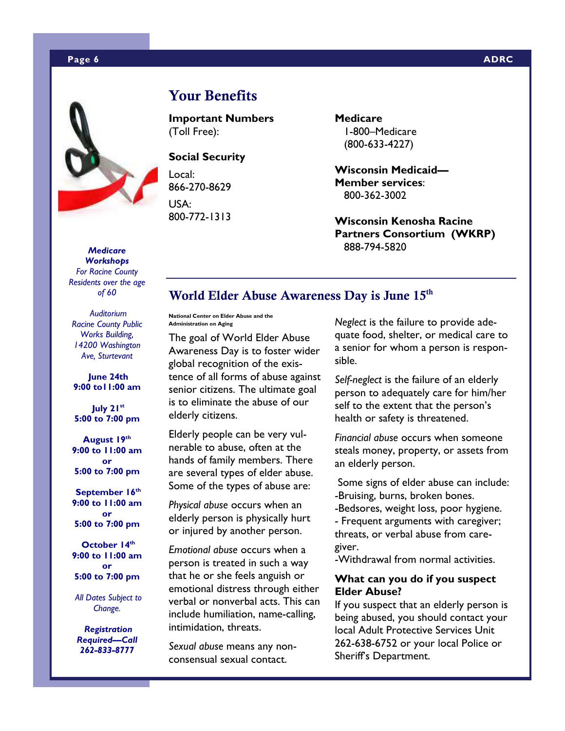## Your Benefits

**Important Numbers** (Toll Free):

**Social Security**

Local:
866-270-8629

USA:
800-772-1313

**Medicare**
1-800–Medicare
(800-633-4227)

**Wisconsin Medicaid—Member services**:
800-362-3002

**Wisconsin Kenosha Racine Partners Consortium (WKRP)**
888-794-5820

***Medicare Workshops***
*For Racine County Residents over the age of 60*

*Auditorium Racine County Public Works Building, 14200 Washington Ave, Sturtevant*

**June 24th**
**9:00 to11:00 am**

**July 21st**
**5:00 to 7:00 pm**

**August 19th**
**9:00 to 11:00 am**
**or**
**5:00 to 7:00 pm**

**September 16th**
**9:00 to 11:00 am**
**or**
**5:00 to 7:00 pm**

**October 14th**
**9:00 to 11:00 am**
**or**
**5:00 to 7:00 pm**

*All Dates Subject to Change.*

***Registration Required—Call 262-833-8777***

## World Elder Abuse Awareness Day is June 15th

**National Center on Elder Abuse and the Administration on Aging**

The goal of World Elder Abuse Awareness Day is to foster wider global recognition of the existence of all forms of abuse against senior citizens. The ultimate goal is to eliminate the abuse of our elderly citizens.

Elderly people can be very vulnerable to abuse, often at the hands of family members. There are several types of elder abuse. Some of the types of abuse are:

*Physical abuse* occurs when an elderly person is physically hurt or injured by another person.

*Emotional abuse* occurs when a person is treated in such a way that he or she feels anguish or emotional distress through either verbal or nonverbal acts. This can include humiliation, name-calling, intimidation, threats.

*Sexual abuse* means any non-consensual sexual contact.

*Neglect* is the failure to provide adequate food, shelter, or medical care to a senior for whom a person is responsible.

*Self-neglect* is the failure of an elderly person to adequately care for him/her self to the extent that the person's health or safety is threatened.

*Financial abuse* occurs when someone steals money, property, or assets from an elderly person.

Some signs of elder abuse can include:
-Bruising, burns, broken bones.
-Bedsores, weight loss, poor hygiene.
- Frequent arguments with caregiver; threats, or verbal abuse from caregiver.
-Withdrawal from normal activities.

**What can you do if you suspect Elder Abuse?**

If you suspect that an elderly person is being abused, you should contact your local Adult Protective Services Unit 262-638-6752 or your local Police or Sheriff's Department.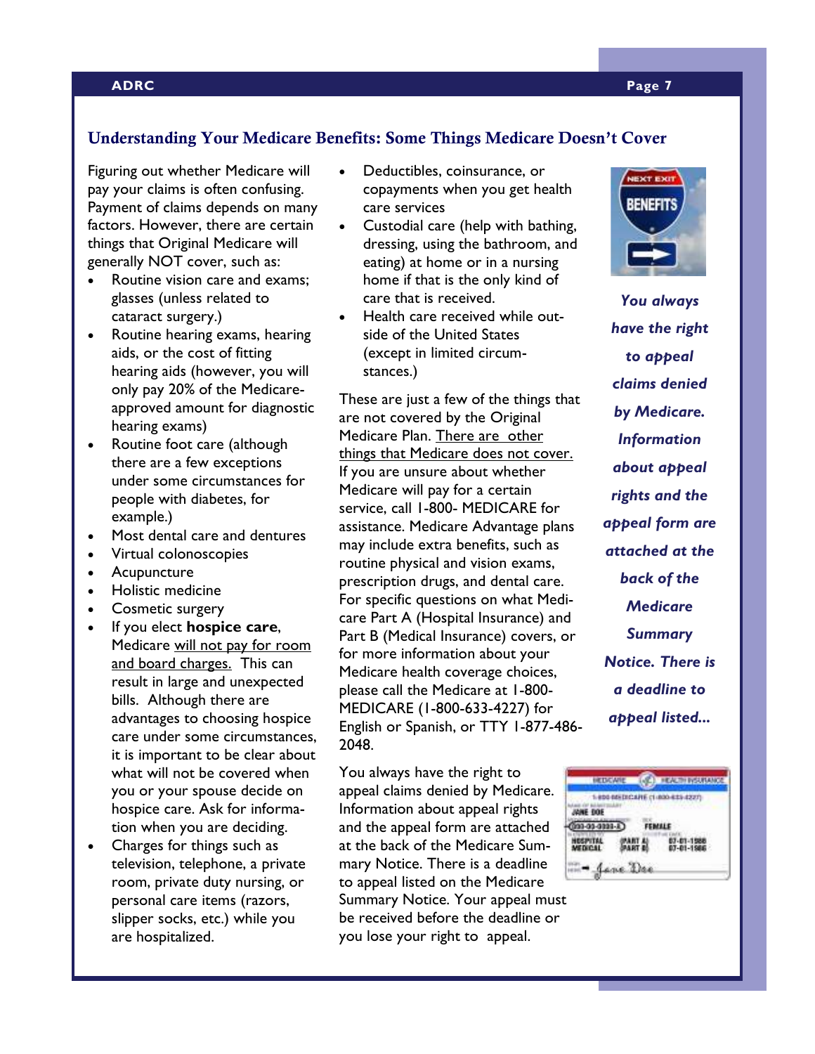## Understanding Your Medicare Benefits: Some Things Medicare Doesn't Cover

Figuring out whether Medicare will pay your claims is often confusing. Payment of claims depends on many factors. However, there are certain things that Original Medicare will generally NOT cover, such as:

- Routine vision care and exams; glasses (unless related to cataract surgery.)
- Routine hearing exams, hearing aids, or the cost of fitting hearing aids (however, you will only pay 20% of the Medicare-approved amount for diagnostic hearing exams)
- Routine foot care (although there are a few exceptions under some circumstances for people with diabetes, for example.)
- Most dental care and dentures
- Virtual colonoscopies
- Acupuncture
- Holistic medicine
- Cosmetic surgery
- If you elect **hospice care**, Medicare will not pay for room and board charges. This can result in large and unexpected bills. Although there are advantages to choosing hospice care under some circumstances, it is important to be clear about what will not be covered when you or your spouse decide on hospice care. Ask for information when you are deciding.
- Charges for things such as television, telephone, a private room, private duty nursing, or personal care items (razors, slipper socks, etc.) while you are hospitalized.
- Deductibles, coinsurance, or copayments when you get health care services
- Custodial care (help with bathing, dressing, using the bathroom, and eating) at home or in a nursing home if that is the only kind of care that is received.
- Health care received while outside of the United States (except in limited circumstances.)

These are just a few of the things that are not covered by the Original Medicare Plan. There are other things that Medicare does not cover. If you are unsure about whether Medicare will pay for a certain service, call 1-800- MEDICARE for assistance. Medicare Advantage plans may include extra benefits, such as routine physical and vision exams, prescription drugs, and dental care. For specific questions on what Medicare Part A (Hospital Insurance) and Part B (Medical Insurance) covers, or for more information about your Medicare health coverage choices, please call the Medicare at 1-800-MEDICARE (1-800-633-4227) for English or Spanish, or TTY 1-877-486-2048.

You always have the right to appeal claims denied by Medicare. Information about appeal rights and the appeal form are attached at the back of the Medicare Summary Notice. There is a deadline to appeal listed on the Medicare Summary Notice. Your appeal must be received before the deadline or you lose your right to appeal.

***You always have the right to appeal claims denied by Medicare. Information about appeal rights and the appeal form are attached at the back of the Medicare Summary Notice. There is a deadline to appeal listed...***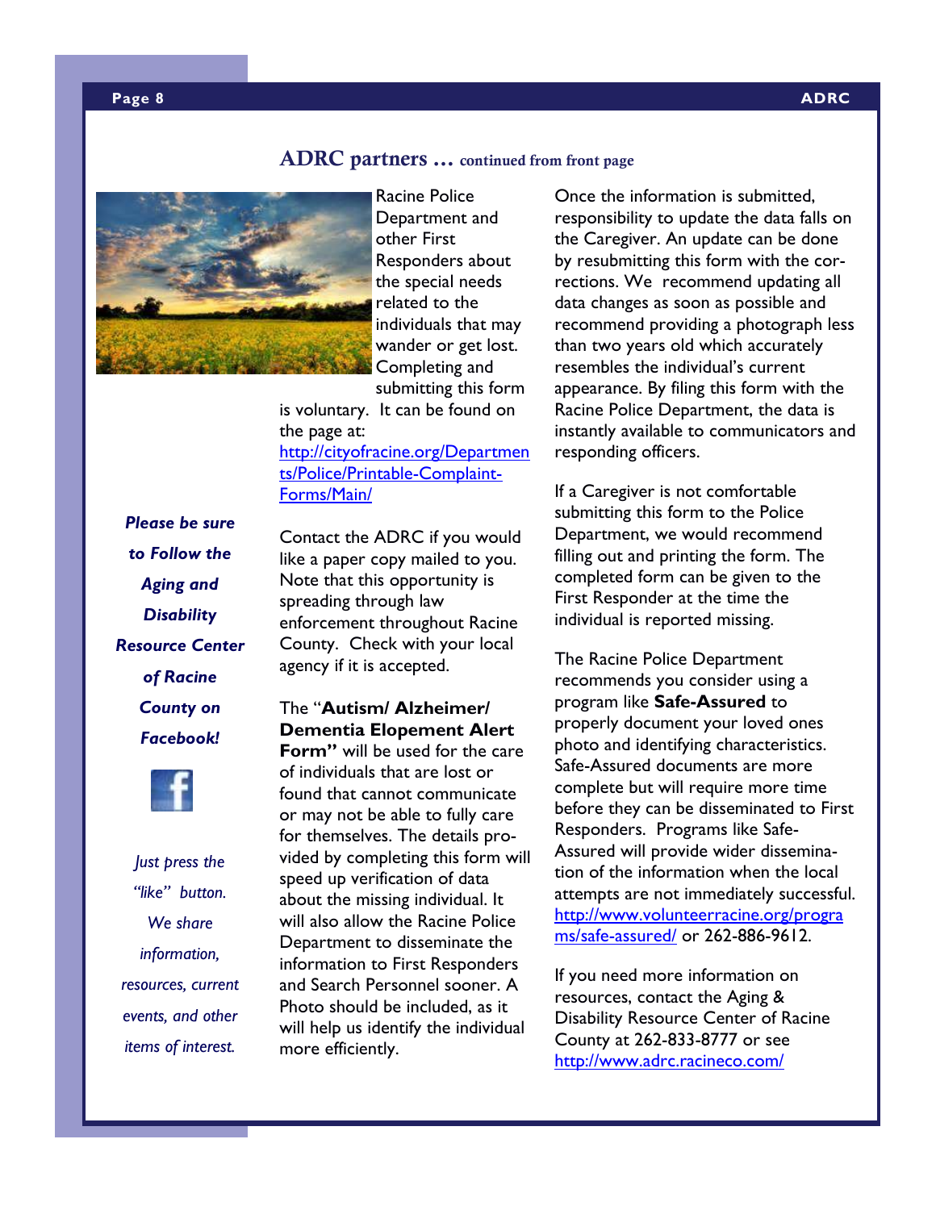## ADRC partners … continued from front page

Racine Police Department and other First Responders about the special needs related to the individuals that may wander or get lost. Completing and submitting this form is voluntary. It can be found on the page at: http://cityofracine.org/Departments/Police/Printable-Complaint-Forms/Main/

Contact the ADRC if you would like a paper copy mailed to you. Note that this opportunity is spreading through law enforcement throughout Racine County. Check with your local agency if it is accepted.

The "**Autism/ Alzheimer/ Dementia Elopement Alert Form"** will be used for the care of individuals that are lost or found that cannot communicate or may not be able to fully care for themselves. The details provided by completing this form will speed up verification of data about the missing individual. It will also allow the Racine Police Department to disseminate the information to First Responders and Search Personnel sooner. A Photo should be included, as it will help us identify the individual more efficiently.

Once the information is submitted, responsibility to update the data falls on the Caregiver. An update can be done by resubmitting this form with the corrections. We recommend updating all data changes as soon as possible and recommend providing a photograph less than two years old which accurately resembles the individual's current appearance. By filing this form with the Racine Police Department, the data is instantly available to communicators and responding officers.

If a Caregiver is not comfortable submitting this form to the Police Department, we would recommend filling out and printing the form. The completed form can be given to the First Responder at the time the individual is reported missing.

The Racine Police Department recommends you consider using a program like **Safe-Assured** to properly document your loved ones photo and identifying characteristics. Safe-Assured documents are more complete but will require more time before they can be disseminated to First Responders. Programs like Safe-Assured will provide wider dissemination of the information when the local attempts are not immediately successful. http://www.volunteerracine.org/programs/safe-assured/ or 262-886-9612.

If you need more information on resources, contact the Aging & Disability Resource Center of Racine County at 262-833-8777 or see http://www.adrc.racineco.com/

***Please be sure to Follow the Aging and Disability Resource Center of Racine County on Facebook!***

*Just press the "like" button. We share information, resources, current events, and other items of interest.*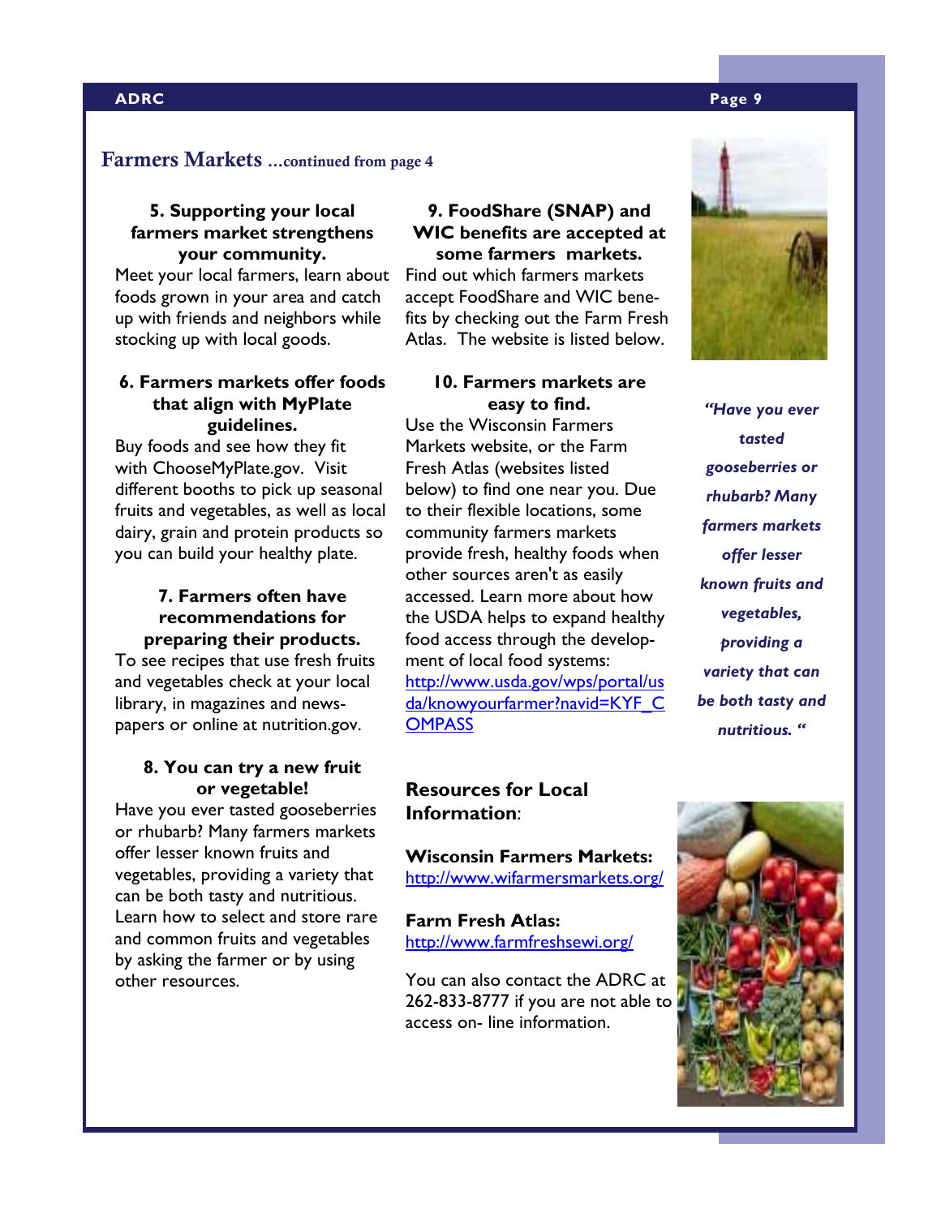## Farmers Markets ...continued from page 4

**5. Supporting your local farmers market strengthens your community.**

Meet your local farmers, learn about foods grown in your area and catch up with friends and neighbors while stocking up with local goods.

**6. Farmers markets offer foods that align with MyPlate guidelines.**

Buy foods and see how they fit with ChooseMyPlate.gov. Visit different booths to pick up seasonal fruits and vegetables, as well as local dairy, grain and protein products so you can build your healthy plate.

**7. Farmers often have recommendations for preparing their products.**

To see recipes that use fresh fruits and vegetables check at your local library, in magazines and newspapers or online at nutrition.gov.

**8. You can try a new fruit or vegetable!**

Have you ever tasted gooseberries or rhubarb? Many farmers markets offer lesser known fruits and vegetables, providing a variety that can be both tasty and nutritious. Learn how to select and store rare and common fruits and vegetables by asking the farmer or by using other resources.

**9. FoodShare (SNAP) and WIC benefits are accepted at some farmers markets.**

Find out which farmers markets accept FoodShare and WIC benefits by checking out the Farm Fresh Atlas. The website is listed below.

**10. Farmers markets are easy to find.**

Use the Wisconsin Farmers Markets website, or the Farm Fresh Atlas (websites listed below) to find one near you. Due to their flexible locations, some community farmers markets provide fresh, healthy foods when other sources aren't as easily accessed. Learn more about how the USDA helps to expand healthy food access through the development of local food systems: http://www.usda.gov/wps/portal/usda/knowyourfarmer?navid=KYF_COMPASS

**Resources for Local Information**:

**Wisconsin Farmers Markets:** http://www.wifarmersmarkets.org/

**Farm Fresh Atlas:** http://www.farmfreshsewi.org/

You can also contact the ADRC at 262-833-8777 if you are not able to access on- line information.

***"Have you ever tasted gooseberries or rhubarb? Many farmers markets offer lesser known fruits and vegetables, providing a variety that can be both tasty and nutritious. "***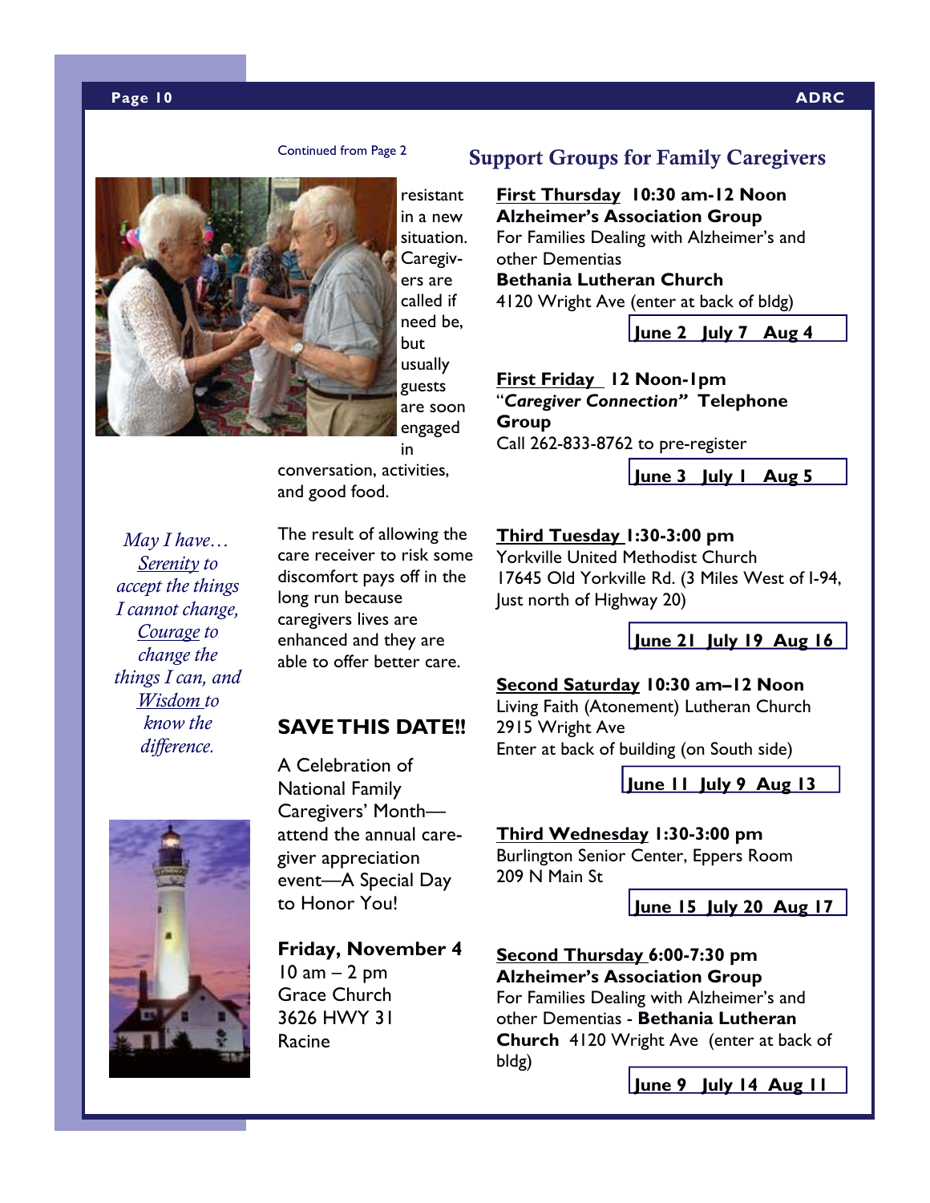Continued from Page 2

resistant in a new situation. Caregivers are called if need be, but usually guests are soon engaged in conversation, activities, and good food.

The result of allowing the care receiver to risk some discomfort pays off in the long run because caregivers lives are enhanced and they are able to offer better care.

*May I have… Serenity to accept the things I cannot change, Courage to change the things I can, and Wisdom to know the difference.*

## SAVE THIS DATE!!

A Celebration of National Family Caregivers' Month—attend the annual caregiver appreciation event—A Special Day to Honor You!

**Friday, November 4**
10 am – 2 pm
Grace Church
3626 HWY 31
Racine

## Support Groups for Family Caregivers

**First Thursday 10:30 am-12 Noon**
**Alzheimer's Association Group**
For Families Dealing with Alzheimer's and other Dementias
**Bethania Lutheran Church**
4120 Wright Ave (enter at back of bldg)

**June 2 July 7 Aug 4**

**First Friday 12 Noon-1pm**
"***Caregiver Connection"* Telephone Group**
Call 262-833-8762 to pre-register

**June 3 July 1 Aug 5**

**Third Tuesday 1:30-3:00 pm**
Yorkville United Methodist Church
17645 Old Yorkville Rd. (3 Miles West of I-94, Just north of Highway 20)

**June 21 July 19 Aug 16**

**Second Saturday 10:30 am–12 Noon**
Living Faith (Atonement) Lutheran Church
2915 Wright Ave
Enter at back of building (on South side)

**June 11 July 9 Aug 13**

**Third Wednesday 1:30-3:00 pm**
Burlington Senior Center, Eppers Room
209 N Main St

**June 15 July 20 Aug 17**

**Second Thursday 6:00-7:30 pm**
**Alzheimer's Association Group**
For Families Dealing with Alzheimer's and other Dementias - **Bethania Lutheran Church** 4120 Wright Ave (enter at back of bldg)

**June 9 July 14 Aug 11**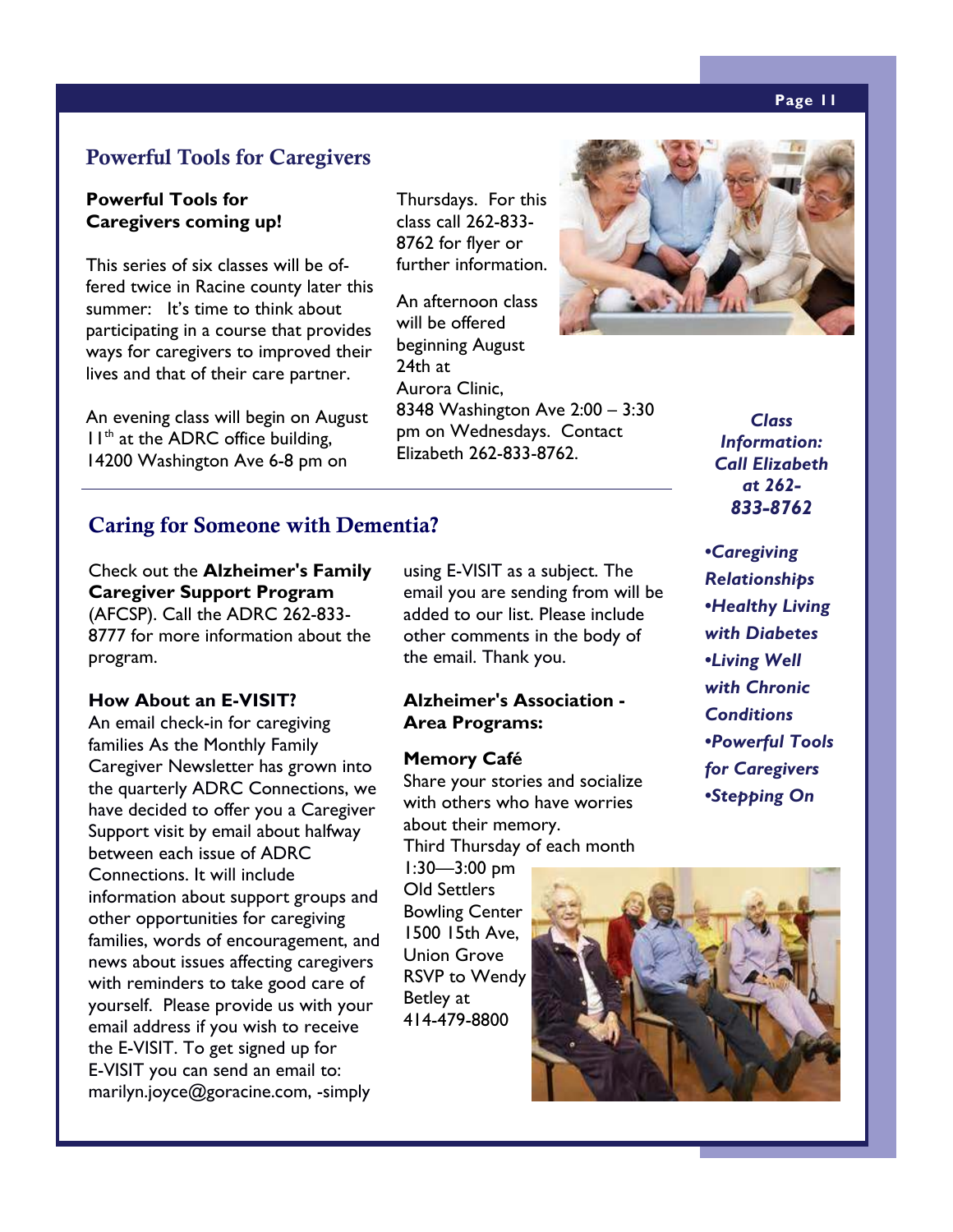## Powerful Tools for Caregivers

**Powerful Tools for Caregivers coming up!**

This series of six classes will be offered twice in Racine county later this summer: It's time to think about participating in a course that provides ways for caregivers to improved their lives and that of their care partner.

An evening class will begin on August 11th at the ADRC office building, 14200 Washington Ave 6-8 pm on Thursdays. For this class call 262-833-8762 for flyer or further information.

An afternoon class will be offered beginning August 24th at Aurora Clinic, 8348 Washington Ave 2:00 – 3:30 pm on Wednesdays. Contact Elizabeth 262-833-8762.

***Class Information: Call Elizabeth at 262-833-8762***

- ***Caregiving Relationships***
- ***Healthy Living with Diabetes***
- ***Living Well with Chronic Conditions***
- ***Powerful Tools for Caregivers***
- ***Stepping On***

## Caring for Someone with Dementia?

Check out the **Alzheimer's Family Caregiver Support Program** (AFCSP). Call the ADRC 262-833-8777 for more information about the program.

**How About an E-VISIT?**

An email check-in for caregiving families As the Monthly Family Caregiver Newsletter has grown into the quarterly ADRC Connections, we have decided to offer you a Caregiver Support visit by email about halfway between each issue of ADRC Connections. It will include information about support groups and other opportunities for caregiving families, words of encouragement, and news about issues affecting caregivers with reminders to take good care of yourself. Please provide us with your email address if you wish to receive the E-VISIT. To get signed up for E-VISIT you can send an email to: marilyn.joyce@goracine.com, -simply using E-VISIT as a subject. The email you are sending from will be added to our list. Please include other comments in the body of the email. Thank you.

**Alzheimer's Association - Area Programs:**

**Memory Café**

Share your stories and socialize with others who have worries about their memory.
Third Thursday of each month
1:30—3:00 pm
Old Settlers Bowling Center
1500 15th Ave, Union Grove
RSVP to Wendy Betley at 414-479-8800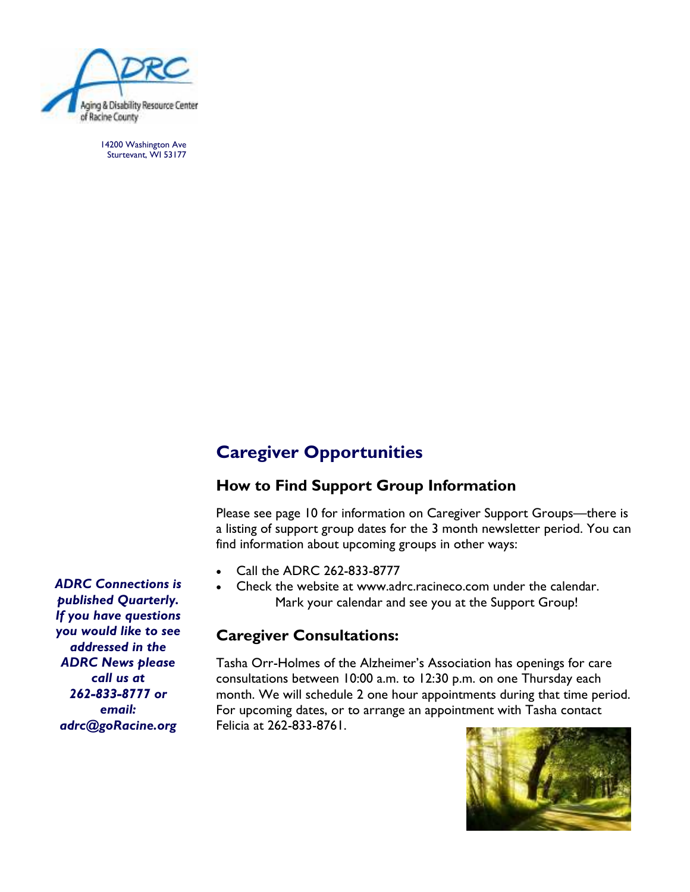Aging & Disability Resource Center of Racine County

14200 Washington Ave
Sturtevant, WI 53177

*ADRC Connections is published Quarterly. If you have questions you would like to see addressed in the ADRC News please call us at 262-833-8777 or email: adrc@goRacine.org*

# Caregiver Opportunities

## How to Find Support Group Information

Please see page 10 for information on Caregiver Support Groups—there is a listing of support group dates for the 3 month newsletter period. You can find information about upcoming groups in other ways:

- Call the ADRC 262-833-8777
- Check the website at www.adrc.racineco.com under the calendar.

Mark your calendar and see you at the Support Group!

## Caregiver Consultations:

Tasha Orr-Holmes of the Alzheimer's Association has openings for care consultations between 10:00 a.m. to 12:30 p.m. on one Thursday each month. We will schedule 2 one hour appointments during that time period. For upcoming dates, or to arrange an appointment with Tasha contact Felicia at 262-833-8761.